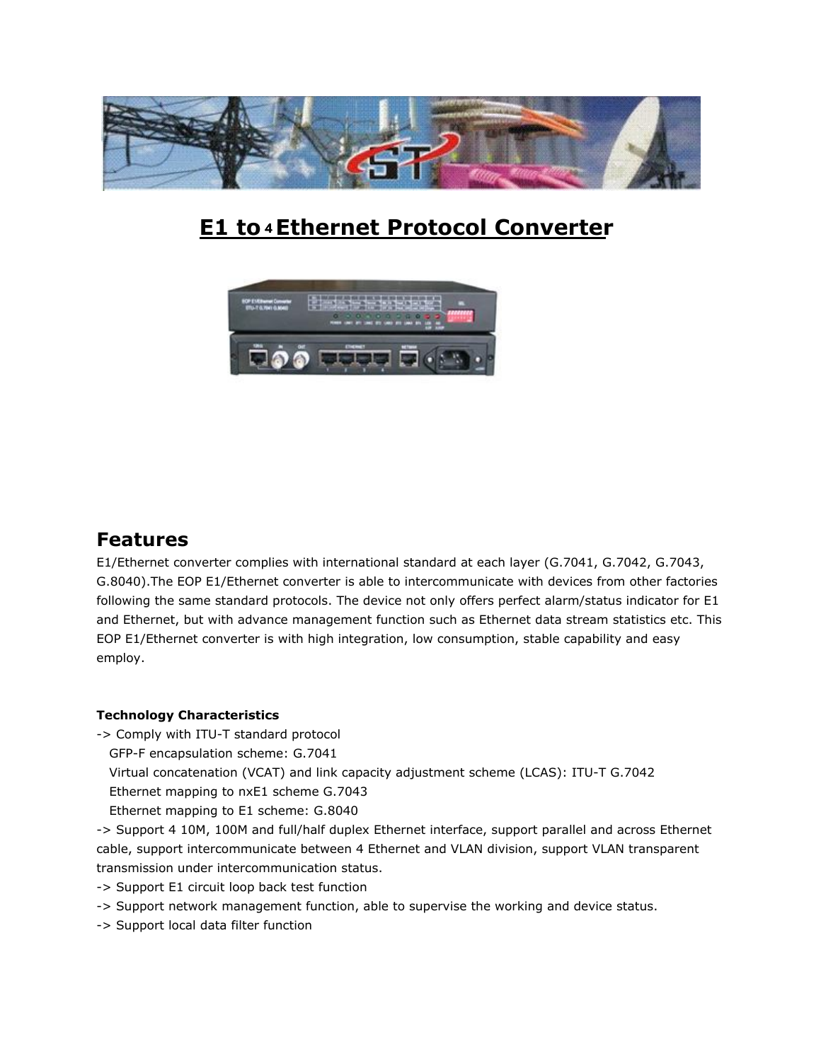# E1 to 4 Ethernet Protocol Converter

## Features

E1/Ethernet converter complies with international standard at each layer (G.7041, G.7042, G.7043, G.8040).The EOP E1/Ethernet converter is able to intercommunicate with devices from other factories following the same standard protocols. The device not only offers perfect alarm/status indicator for E1 and Ethernet, but with advance management function such as Ethernet data stream statistics etc. This EOP E1/Ethernet converter is with high integration, low consumption, stable capability and easy employ.

**Technology Characteristics**

-> Comply with ITU-T standard protocol
  GFP-F encapsulation scheme: G.7041
  Virtual concatenation (VCAT) and link capacity adjustment scheme (LCAS): ITU-T G.7042
  Ethernet mapping to nxE1 scheme G.7043
  Ethernet mapping to E1 scheme: G.8040

-> Support 4 10M, 100M and full/half duplex Ethernet interface, support parallel and across Ethernet cable, support intercommunicate between 4 Ethernet and VLAN division, support VLAN transparent transmission under intercommunication status.

-> Support E1 circuit loop back test function

-> Support network management function, able to supervise the working and device status.

-> Support local data filter function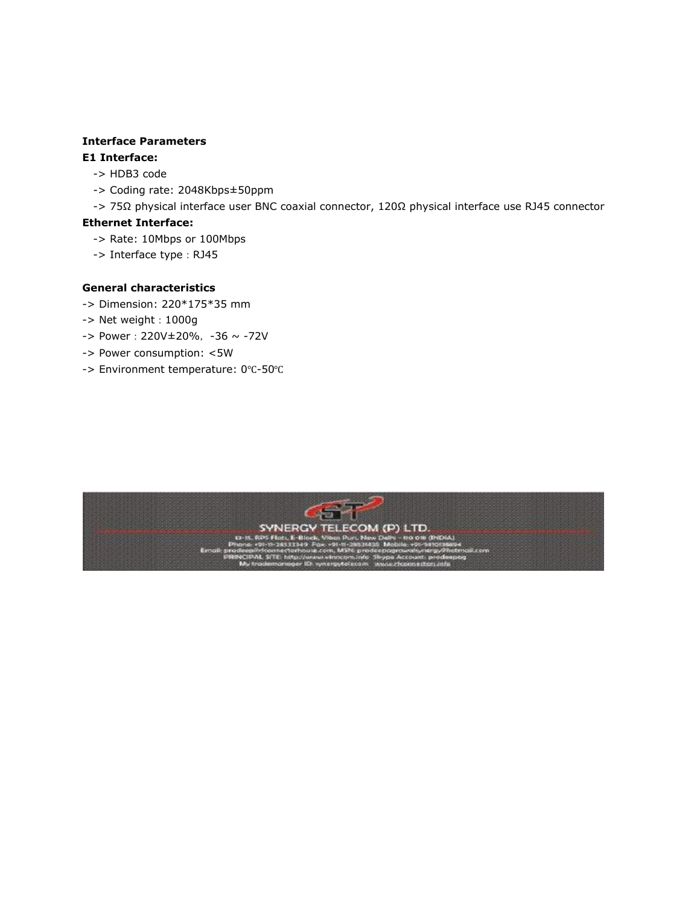**Interface Parameters**

**E1 Interface:**

-> HDB3 code

-> Coding rate: 2048Kbps±50ppm

-> 75Ω physical interface user BNC coaxial connector, 120Ω physical interface use RJ45 connector

**Ethernet Interface:**

-> Rate: 10Mbps or 100Mbps

-> Interface type：RJ45

**General characteristics**

-> Dimension: 220*175*35 mm

-> Net weight：1000g

-> Power：220V±20%，-36 ~ -72V

-> Power consumption: <5W

-> Environment temperature: 0℃-50℃

SYNERGY TELECOM (P) LTD.

13-15, RPS Flats, E-Block, Vikas Puri, New Delhi – 110 018 (INDIA)

Phone: +91-11-28533349 Fax: +91-11-28531435 Mobile: +91-9810138894

Email: pradeep@rfconnectorhouse.com, MSN: pradeepagrawalsynergy@hotmail.com

PRINCIPAL SITE: http://www.xinncom.info Skype Account: pradeepag

My trademanager ID: synergytelecom www.rfconnectors.info